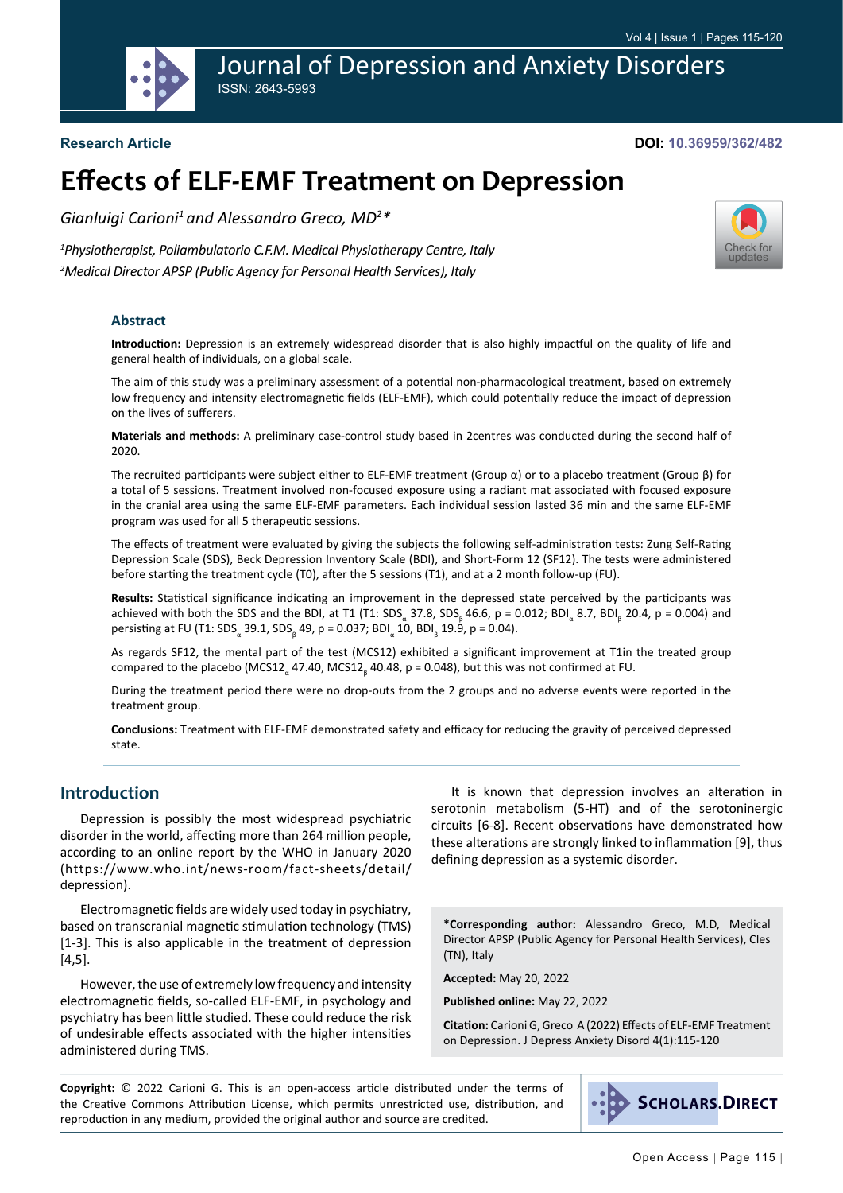Research Article

DOI: 10.36959/362/482

# Effects of ELF-EMF Treatment on Depression

*Gianluigi Carioni[1] and Alessandro Greco, MD[2]\**

*[1]Physiotherapist, Poliambulatorio C.F.M. Medical Physiotherapy Centre, Italy*

*[2]Medical Director APSP (Public Agency for Personal Health Services), Italy*

## Abstract

**Introduction:** Depression is an extremely widespread disorder that is also highly impactful on the quality of life and general health of individuals, on a global scale.

The aim of this study was a preliminary assessment of a potential non-pharmacological treatment, based on extremely low frequency and intensity electromagnetic fields (ELF-EMF), which could potentially reduce the impact of depression on the lives of sufferers.

**Materials and methods:** A preliminary case-control study based in 2centres was conducted during the second half of 2020.

The recruited participants were subject either to ELF-EMF treatment (Group α) or to a placebo treatment (Group β) for a total of 5 sessions. Treatment involved non-focused exposure using a radiant mat associated with focused exposure in the cranial area using the same ELF-EMF parameters. Each individual session lasted 36 min and the same ELF-EMF program was used for all 5 therapeutic sessions.

The effects of treatment were evaluated by giving the subjects the following self-administration tests: Zung Self-Rating Depression Scale (SDS), Beck Depression Inventory Scale (BDI), and Short-Form 12 (SF12). The tests were administered before starting the treatment cycle (T0), after the 5 sessions (T1), and at a 2 month follow-up (FU).

**Results:** Statistical significance indicating an improvement in the depressed state perceived by the participants was achieved with both the SDS and the BDI, at T1 (T1: $SDS_\alpha$ 37.8, $SDS_\beta$ 46.6, p = 0.012; $BDI_\alpha$ 8.7, $BDI_\beta$ 20.4, p = 0.004) and persisting at FU (T1: $SDS_\alpha$ 39.1, $SDS_\beta$ 49, p = 0.037; $BDI_\alpha$ 10, $BDI_\beta$ 19.9, p = 0.04).

As regards SF12, the mental part of the test (MCS12) exhibited a significant improvement at T1in the treated group compared to the placebo ($MCS12_\alpha$ 47.40, $MCS12_\beta$ 40.48, p = 0.048), but this was not confirmed at FU.

During the treatment period there were no drop-outs from the 2 groups and no adverse events were reported in the treatment group.

**Conclusions:** Treatment with ELF-EMF demonstrated safety and efficacy for reducing the gravity of perceived depressed state.

## Introduction

Depression is possibly the most widespread psychiatric disorder in the world, affecting more than 264 million people, according to an online report by the WHO in January 2020 (https://www.who.int/news-room/fact-sheets/detail/depression).

Electromagnetic fields are widely used today in psychiatry, based on transcranial magnetic stimulation technology (TMS) [1-3]. This is also applicable in the treatment of depression [4,5].

However, the use of extremely low frequency and intensity electromagnetic fields, so-called ELF-EMF, in psychology and psychiatry has been little studied. These could reduce the risk of undesirable effects associated with the higher intensities administered during TMS.

It is known that depression involves an alteration in serotonin metabolism (5-HT) and of the serotoninergic circuits [6-8]. Recent observations have demonstrated how these alterations are strongly linked to inflammation [9], thus defining depression as a systemic disorder.

**\*Corresponding author:** Alessandro Greco, M.D, Medical Director APSP (Public Agency for Personal Health Services), Cles (TN), Italy

**Accepted:** May 20, 2022

**Published online:** May 22, 2022

**Citation:** Carioni G, Greco A (2022) Effects of ELF-EMF Treatment on Depression. J Depress Anxiety Disord 4(1):115-120

**Copyright:** © 2022 Carioni G. This is an open-access article distributed under the terms of the Creative Commons Attribution License, which permits unrestricted use, distribution, and reproduction in any medium, provided the original author and source are credited.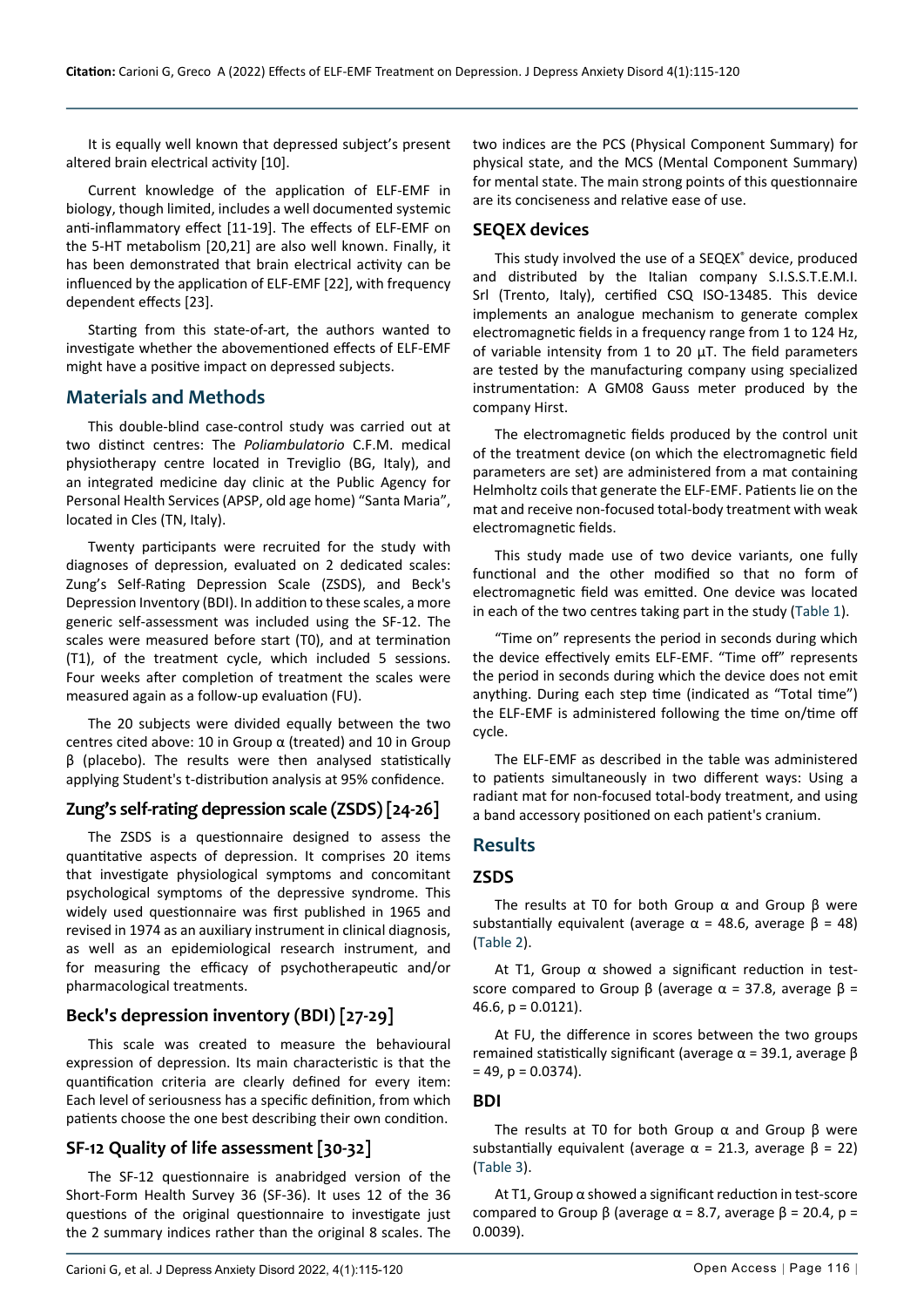It is equally well known that depressed subject's present altered brain electrical activity [10].

Current knowledge of the application of ELF-EMF in biology, though limited, includes a well documented systemic anti-inflammatory effect [11-19]. The effects of ELF-EMF on the 5-HT metabolism [20,21] are also well known. Finally, it has been demonstrated that brain electrical activity can be influenced by the application of ELF-EMF [22], with frequency dependent effects [23].

Starting from this state-of-art, the authors wanted to investigate whether the abovementioned effects of ELF-EMF might have a positive impact on depressed subjects.

## Materials and Methods

This double-blind case-control study was carried out at two distinct centres: The *Poliambulatorio* C.F.M. medical physiotherapy centre located in Treviglio (BG, Italy), and an integrated medicine day clinic at the Public Agency for Personal Health Services (APSP, old age home) "Santa Maria", located in Cles (TN, Italy).

Twenty participants were recruited for the study with diagnoses of depression, evaluated on 2 dedicated scales: Zung's Self-Rating Depression Scale (ZSDS), and Beck's Depression Inventory (BDI). In addition to these scales, a more generic self-assessment was included using the SF-12. The scales were measured before start (T0), and at termination (T1), of the treatment cycle, which included 5 sessions. Four weeks after completion of treatment the scales were measured again as a follow-up evaluation (FU).

The 20 subjects were divided equally between the two centres cited above: 10 in Group α (treated) and 10 in Group β (placebo). The results were then analysed statistically applying Student's t-distribution analysis at 95% confidence.

### Zung's self-rating depression scale (ZSDS) [24-26]

The ZSDS is a questionnaire designed to assess the quantitative aspects of depression. It comprises 20 items that investigate physiological symptoms and concomitant psychological symptoms of the depressive syndrome. This widely used questionnaire was first published in 1965 and revised in 1974 as an auxiliary instrument in clinical diagnosis, as well as an epidemiological research instrument, and for measuring the efficacy of psychotherapeutic and/or pharmacological treatments.

### Beck's depression inventory (BDI) [27-29]

This scale was created to measure the behavioural expression of depression. Its main characteristic is that the quantification criteria are clearly defined for every item: Each level of seriousness has a specific definition, from which patients choose the one best describing their own condition.

### SF-12 Quality of life assessment [30-32]

The SF-12 questionnaire is anabridged version of the Short-Form Health Survey 36 (SF-36). It uses 12 of the 36 questions of the original questionnaire to investigate just the 2 summary indices rather than the original 8 scales. The two indices are the PCS (Physical Component Summary) for physical state, and the MCS (Mental Component Summary) for mental state. The main strong points of this questionnaire are its conciseness and relative ease of use.

### SEQEX devices

This study involved the use of a SEQEX® device, produced and distributed by the Italian company S.I.S.S.T.E.M.I. Srl (Trento, Italy), certified CSQ ISO-13485. This device implements an analogue mechanism to generate complex electromagnetic fields in a frequency range from 1 to 124 Hz, of variable intensity from 1 to 20 µT. The field parameters are tested by the manufacturing company using specialized instrumentation: A GM08 Gauss meter produced by the company Hirst.

The electromagnetic fields produced by the control unit of the treatment device (on which the electromagnetic field parameters are set) are administered from a mat containing Helmholtz coils that generate the ELF-EMF. Patients lie on the mat and receive non-focused total-body treatment with weak electromagnetic fields.

This study made use of two device variants, one fully functional and the other modified so that no form of electromagnetic field was emitted. One device was located in each of the two centres taking part in the study (Table 1).

"Time on" represents the period in seconds during which the device effectively emits ELF-EMF. "Time off" represents the period in seconds during which the device does not emit anything. During each step time (indicated as "Total time") the ELF-EMF is administered following the time on/time off cycle.

The ELF-EMF as described in the table was administered to patients simultaneously in two different ways: Using a radiant mat for non-focused total-body treatment, and using a band accessory positioned on each patient's cranium.

## Results

### ZSDS

The results at T0 for both Group α and Group β were substantially equivalent (average α = 48.6, average β = 48) (Table 2).

At T1, Group α showed a significant reduction in test-score compared to Group β (average α = 37.8, average β = 46.6, $p = 0.0121$).

At FU, the difference in scores between the two groups remained statistically significant (average α = 39.1, average β = 49, $p = 0.0374$).

### BDI

The results at T0 for both Group α and Group β were substantially equivalent (average α = 21.3, average β = 22) (Table 3).

At T1, Group α showed a significant reduction in test-score compared to Group β (average α = 8.7, average β = 20.4, $p = 0.0039$).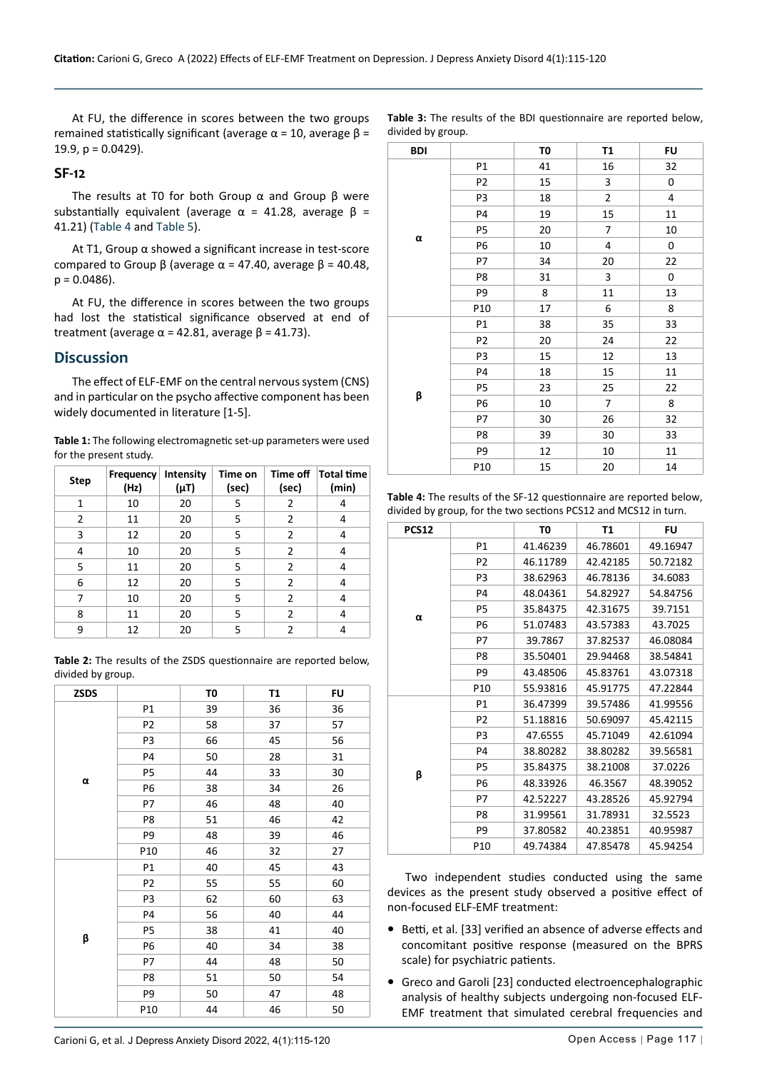At FU, the difference in scores between the two groups remained statistically significant (average α = 10, average β = 19.9, p = 0.0429).

## SF-12

The results at T0 for both Group α and Group β were substantially equivalent (average α = 41.28, average β = 41.21) (Table 4 and Table 5).

At T1, Group α showed a significant increase in test-score compared to Group β (average α = 47.40, average β = 40.48, p = 0.0486).

At FU, the difference in scores between the two groups had lost the statistical significance observed at end of treatment (average α = 42.81, average β = 41.73).

# Discussion

The effect of ELF-EMF on the central nervous system (CNS) and in particular on the psycho affective component has been widely documented in literature [1-5].

**Table 1:** The following electromagnetic set-up parameters were used for the present study.

| Step | Frequency (Hz) | Intensity (μT) | Time on (sec) | Time off (sec) | Total time (min) |
|---|---|---|---|---|---|
| 1 | 10 | 20 | 5 | 2 | 4 |
| 2 | 11 | 20 | 5 | 2 | 4 |
| 3 | 12 | 20 | 5 | 2 | 4 |
| 4 | 10 | 20 | 5 | 2 | 4 |
| 5 | 11 | 20 | 5 | 2 | 4 |
| 6 | 12 | 20 | 5 | 2 | 4 |
| 7 | 10 | 20 | 5 | 2 | 4 |
| 8 | 11 | 20 | 5 | 2 | 4 |
| 9 | 12 | 20 | 5 | 2 | 4 |

**Table 2:** The results of the ZSDS questionnaire are reported below, divided by group.

| ZSDS | | T0 | T1 | FU |
|---|---|---|---|---|
| α | P1 | 39 | 36 | 36 |
| | P2 | 58 | 37 | 57 |
| | P3 | 66 | 45 | 56 |
| | P4 | 50 | 28 | 31 |
| | P5 | 44 | 33 | 30 |
| | P6 | 38 | 34 | 26 |
| | P7 | 46 | 48 | 40 |
| | P8 | 51 | 46 | 42 |
| | P9 | 48 | 39 | 46 |
| | P10 | 46 | 32 | 27 |
| β | P1 | 40 | 45 | 43 |
| | P2 | 55 | 55 | 60 |
| | P3 | 62 | 60 | 63 |
| | P4 | 56 | 40 | 44 |
| | P5 | 38 | 41 | 40 |
| | P6 | 40 | 34 | 38 |
| | P7 | 44 | 48 | 50 |
| | P8 | 51 | 50 | 54 |
| | P9 | 50 | 47 | 48 |
| | P10 | 44 | 46 | 50 |

**Table 3:** The results of the BDI questionnaire are reported below, divided by group.

| BDI | | T0 | T1 | FU |
|---|---|---|---|---|
| α | P1 | 41 | 16 | 32 |
| | P2 | 15 | 3 | 0 |
| | P3 | 18 | 2 | 4 |
| | P4 | 19 | 15 | 11 |
| | P5 | 20 | 7 | 10 |
| | P6 | 10 | 4 | 0 |
| | P7 | 34 | 20 | 22 |
| | P8 | 31 | 3 | 0 |
| | P9 | 8 | 11 | 13 |
| | P10 | 17 | 6 | 8 |
| β | P1 | 38 | 35 | 33 |
| | P2 | 20 | 24 | 22 |
| | P3 | 15 | 12 | 13 |
| | P4 | 18 | 15 | 11 |
| | P5 | 23 | 25 | 22 |
| | P6 | 10 | 7 | 8 |
| | P7 | 30 | 26 | 32 |
| | P8 | 39 | 30 | 33 |
| | P9 | 12 | 10 | 11 |
| | P10 | 15 | 20 | 14 |

**Table 4:** The results of the SF-12 questionnaire are reported below, divided by group, for the two sections PCS12 and MCS12 in turn.

| PCS12 | | T0 | T1 | FU |
|---|---|---|---|---|
| α | P1 | 41.46239 | 46.78601 | 49.16947 |
| | P2 | 46.11789 | 42.42185 | 50.72182 |
| | P3 | 38.62963 | 46.78136 | 34.6083 |
| | P4 | 48.04361 | 54.82927 | 54.84756 |
| | P5 | 35.84375 | 42.31675 | 39.7151 |
| | P6 | 51.07483 | 43.57383 | 43.7025 |
| | P7 | 39.7867 | 37.82537 | 46.08084 |
| | P8 | 35.50401 | 29.94468 | 38.54841 |
| | P9 | 43.48506 | 45.83761 | 43.07318 |
| | P10 | 55.93816 | 45.91775 | 47.22844 |
| β | P1 | 36.47399 | 39.57486 | 41.99556 |
| | P2 | 51.18816 | 50.69097 | 45.42115 |
| | P3 | 47.6555 | 45.71049 | 42.61094 |
| | P4 | 38.80282 | 38.80282 | 39.56581 |
| | P5 | 35.84375 | 38.21008 | 37.0226 |
| | P6 | 48.33926 | 46.3567 | 48.39052 |
| | P7 | 42.52227 | 43.28526 | 45.92794 |
| | P8 | 31.99561 | 31.78931 | 32.5523 |
| | P9 | 37.80582 | 40.23851 | 40.95987 |
| | P10 | 49.74384 | 47.85478 | 45.94254 |

Two independent studies conducted using the same devices as the present study observed a positive effect of non-focused ELF-EMF treatment:

- Betti, et al. [33] verified an absence of adverse effects and concomitant positive response (measured on the BPRS scale) for psychiatric patients.
- Greco and Garoli [23] conducted electroencephalographic analysis of healthy subjects undergoing non-focused ELF-EMF treatment that simulated cerebral frequencies and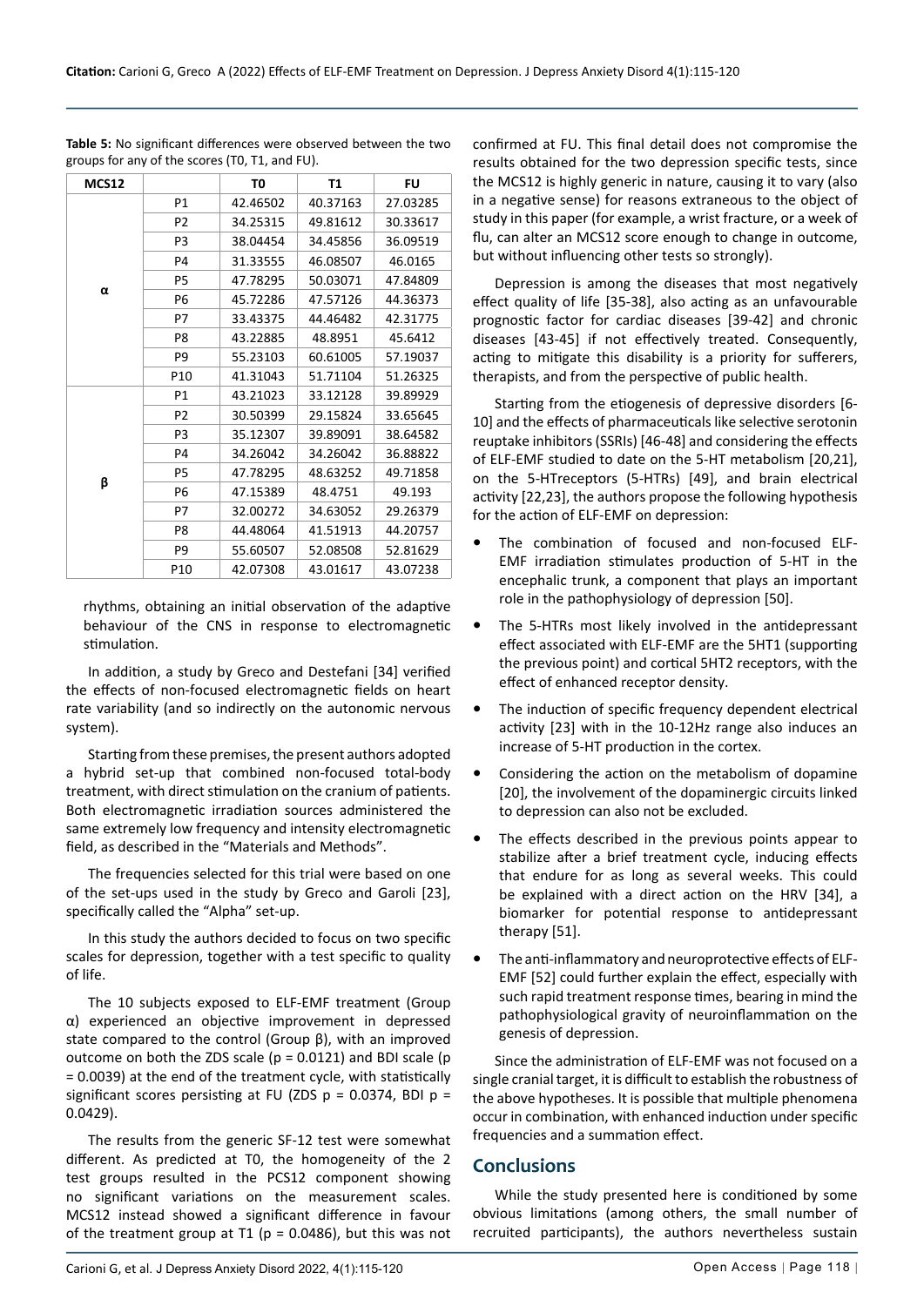**Table 5:** No significant differences were observed between the two groups for any of the scores (T0, T1, and FU).

| MCS12 | | T0 | T1 | FU |
|---|---|---|---|---|
| α | P1 | 42.46502 | 40.37163 | 27.03285 |
| | P2 | 34.25315 | 49.81612 | 30.33617 |
| | P3 | 38.04454 | 34.45856 | 36.09519 |
| | P4 | 31.33555 | 46.08507 | 46.0165 |
| | P5 | 47.78295 | 50.03071 | 47.84809 |
| | P6 | 45.72286 | 47.57126 | 44.36373 |
| | P7 | 33.43375 | 44.46482 | 42.31775 |
| | P8 | 43.22885 | 48.8951 | 45.6412 |
| | P9 | 55.23103 | 60.61005 | 57.19037 |
| | P10 | 41.31043 | 51.71104 | 51.26325 |
| β | P1 | 43.21023 | 33.12128 | 39.89929 |
| | P2 | 30.50399 | 29.15824 | 33.65645 |
| | P3 | 35.12307 | 39.89091 | 38.64582 |
| | P4 | 34.26042 | 34.26042 | 36.88822 |
| | P5 | 47.78295 | 48.63252 | 49.71858 |
| | P6 | 47.15389 | 48.4751 | 49.193 |
| | P7 | 32.00272 | 34.63052 | 29.26379 |
| | P8 | 44.48064 | 41.51913 | 44.20757 |
| | P9 | 55.60507 | 52.08508 | 52.81629 |
| | P10 | 42.07308 | 43.01617 | 43.07238 |

rhythms, obtaining an initial observation of the adaptive behaviour of the CNS in response to electromagnetic stimulation.

In addition, a study by Greco and Destefani [34] verified the effects of non-focused electromagnetic fields on heart rate variability (and so indirectly on the autonomic nervous system).

Starting from these premises, the present authors adopted a hybrid set-up that combined non-focused total-body treatment, with direct stimulation on the cranium of patients. Both electromagnetic irradiation sources administered the same extremely low frequency and intensity electromagnetic field, as described in the "Materials and Methods".

The frequencies selected for this trial were based on one of the set-ups used in the study by Greco and Garoli [23], specifically called the "Alpha" set-up.

In this study the authors decided to focus on two specific scales for depression, together with a test specific to quality of life.

The 10 subjects exposed to ELF-EMF treatment (Group α) experienced an objective improvement in depressed state compared to the control (Group β), with an improved outcome on both the ZDS scale ($p = 0.0121$) and BDI scale ($p = 0.0039$) at the end of the treatment cycle, with statistically significant scores persisting at FU (ZDS $p = 0.0374$, BDI $p = 0.0429$).

The results from the generic SF-12 test were somewhat different. As predicted at T0, the homogeneity of the 2 test groups resulted in the PCS12 component showing no significant variations on the measurement scales. MCS12 instead showed a significant difference in favour of the treatment group at T1 ($p = 0.0486$), but this was not confirmed at FU. This final detail does not compromise the results obtained for the two depression specific tests, since the MCS12 is highly generic in nature, causing it to vary (also in a negative sense) for reasons extraneous to the object of study in this paper (for example, a wrist fracture, or a week of flu, can alter an MCS12 score enough to change in outcome, but without influencing other tests so strongly).

Depression is among the diseases that most negatively effect quality of life [35-38], also acting as an unfavourable prognostic factor for cardiac diseases [39-42] and chronic diseases [43-45] if not effectively treated. Consequently, acting to mitigate this disability is a priority for sufferers, therapists, and from the perspective of public health.

Starting from the etiogenesis of depressive disorders [6-10] and the effects of pharmaceuticals like selective serotonin reuptake inhibitors (SSRIs) [46-48] and considering the effects of ELF-EMF studied to date on the 5-HT metabolism [20,21], on the 5-HTreceptors (5-HTRs) [49], and brain electrical activity [22,23], the authors propose the following hypothesis for the action of ELF-EMF on depression:

- The combination of focused and non-focused ELF-EMF irradiation stimulates production of 5-HT in the encephalic trunk, a component that plays an important role in the pathophysiology of depression [50].
- The 5-HTRs most likely involved in the antidepressant effect associated with ELF-EMF are the 5HT1 (supporting the previous point) and cortical 5HT2 receptors, with the effect of enhanced receptor density.
- The induction of specific frequency dependent electrical activity [23] with in the 10-12Hz range also induces an increase of 5-HT production in the cortex.
- Considering the action on the metabolism of dopamine [20], the involvement of the dopaminergic circuits linked to depression can also not be excluded.
- The effects described in the previous points appear to stabilize after a brief treatment cycle, inducing effects that endure for as long as several weeks. This could be explained with a direct action on the HRV [34], a biomarker for potential response to antidepressant therapy [51].
- The anti-inflammatory and neuroprotective effects of ELF-EMF [52] could further explain the effect, especially with such rapid treatment response times, bearing in mind the pathophysiological gravity of neuroinflammation on the genesis of depression.

Since the administration of ELF-EMF was not focused on a single cranial target, it is difficult to establish the robustness of the above hypotheses. It is possible that multiple phenomena occur in combination, with enhanced induction under specific frequencies and a summation effect.

## Conclusions

While the study presented here is conditioned by some obvious limitations (among others, the small number of recruited participants), the authors nevertheless sustain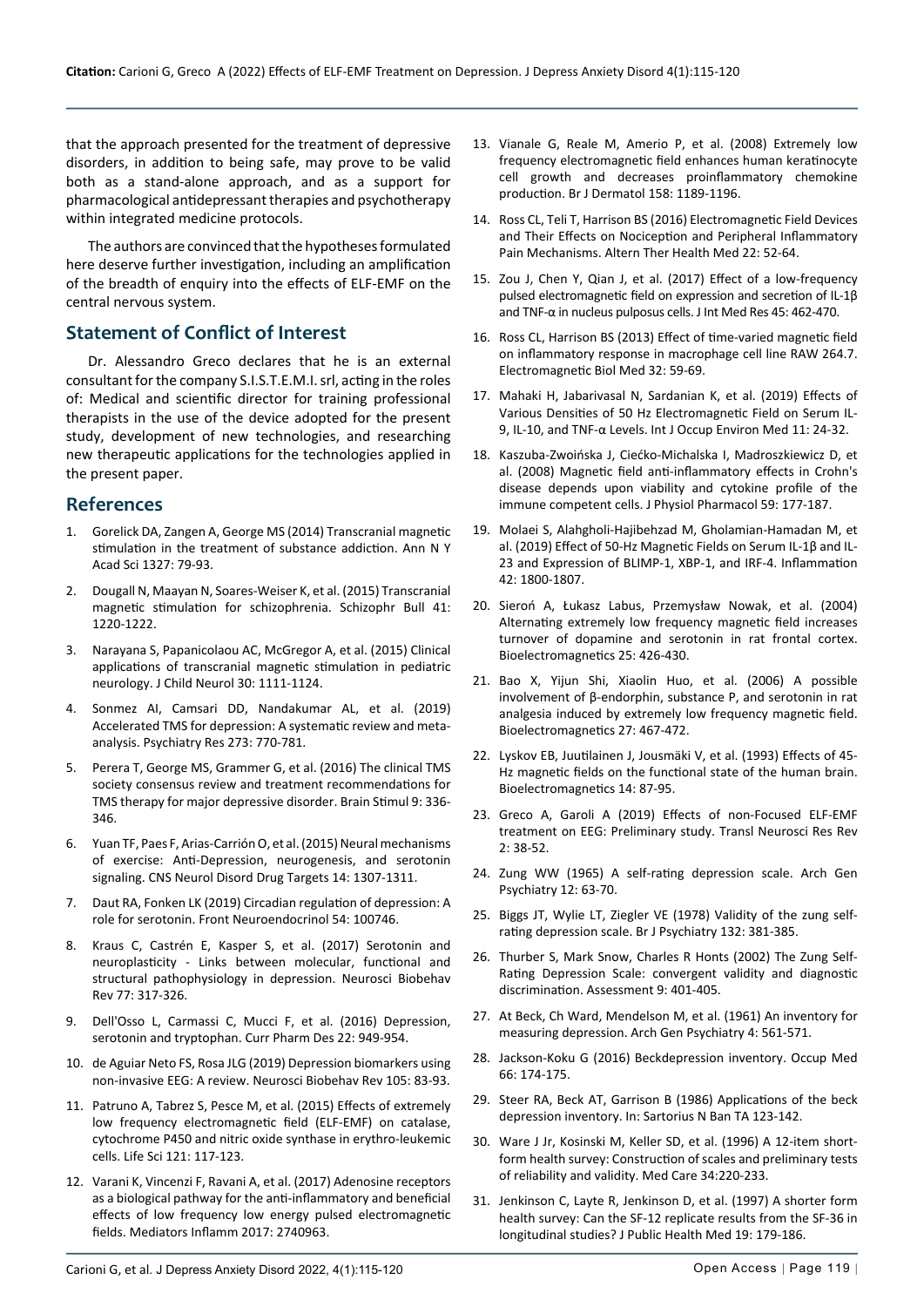that the approach presented for the treatment of depressive disorders, in addition to being safe, may prove to be valid both as a stand-alone approach, and as a support for pharmacological antidepressant therapies and psychotherapy within integrated medicine protocols.

The authors are convinced that the hypotheses formulated here deserve further investigation, including an amplification of the breadth of enquiry into the effects of ELF-EMF on the central nervous system.

## Statement of Conflict of Interest

Dr. Alessandro Greco declares that he is an external consultant for the company S.I.S.T.E.M.I. srl, acting in the roles of: Medical and scientific director for training professional therapists in the use of the device adopted for the present study, development of new technologies, and researching new therapeutic applications for the technologies applied in the present paper.

## References

1. Gorelick DA, Zangen A, George MS (2014) Transcranial magnetic stimulation in the treatment of substance addiction. Ann N Y Acad Sci 1327: 79-93.
2. Dougall N, Maayan N, Soares-Weiser K, et al. (2015) Transcranial magnetic stimulation for schizophrenia. Schizophr Bull 41: 1220-1222.
3. Narayana S, Papanicolaou AC, McGregor A, et al. (2015) Clinical applications of transcranial magnetic stimulation in pediatric neurology. J Child Neurol 30: 1111-1124.
4. Sonmez AI, Camsari DD, Nandakumar AL, et al. (2019) Accelerated TMS for depression: A systematic review and meta-analysis. Psychiatry Res 273: 770-781.
5. Perera T, George MS, Grammer G, et al. (2016) The clinical TMS society consensus review and treatment recommendations for TMS therapy for major depressive disorder. Brain Stimul 9: 336-346.
6. Yuan TF, Paes F, Arias-Carrión O, et al. (2015) Neural mechanisms of exercise: Anti-Depression, neurogenesis, and serotonin signaling. CNS Neurol Disord Drug Targets 14: 1307-1311.
7. Daut RA, Fonken LK (2019) Circadian regulation of depression: A role for serotonin. Front Neuroendocrinol 54: 100746.
8. Kraus C, Castrén E, Kasper S, et al. (2017) Serotonin and neuroplasticity - Links between molecular, functional and structural pathophysiology in depression. Neurosci Biobehav Rev 77: 317-326.
9. Dell'Osso L, Carmassi C, Mucci F, et al. (2016) Depression, serotonin and tryptophan. Curr Pharm Des 22: 949-954.
10. de Aguiar Neto FS, Rosa JLG (2019) Depression biomarkers using non-invasive EEG: A review. Neurosci Biobehav Rev 105: 83-93.
11. Patruno A, Tabrez S, Pesce M, et al. (2015) Effects of extremely low frequency electromagnetic field (ELF-EMF) on catalase, cytochrome P450 and nitric oxide synthase in erythro-leukemic cells. Life Sci 121: 117-123.
12. Varani K, Vincenzi F, Ravani A, et al. (2017) Adenosine receptors as a biological pathway for the anti-inflammatory and beneficial effects of low frequency low energy pulsed electromagnetic fields. Mediators Inflamm 2017: 2740963.
13. Vianale G, Reale M, Amerio P, et al. (2008) Extremely low frequency electromagnetic field enhances human keratinocyte cell growth and decreases proinflammatory chemokine production. Br J Dermatol 158: 1189-1196.
14. Ross CL, Teli T, Harrison BS (2016) Electromagnetic Field Devices and Their Effects on Nociception and Peripheral Inflammatory Pain Mechanisms. Altern Ther Health Med 22: 52-64.
15. Zou J, Chen Y, Qian J, et al. (2017) Effect of a low-frequency pulsed electromagnetic field on expression and secretion of IL-1β and TNF-α in nucleus pulposus cells. J Int Med Res 45: 462-470.
16. Ross CL, Harrison BS (2013) Effect of time-varied magnetic field on inflammatory response in macrophage cell line RAW 264.7. Electromagnetic Biol Med 32: 59-69.
17. Mahaki H, Jabarivasal N, Sardanian K, et al. (2019) Effects of Various Densities of 50 Hz Electromagnetic Field on Serum IL-9, IL-10, and TNF-α Levels. Int J Occup Environ Med 11: 24-32.
18. Kaszuba-Zwoińska J, Ciećko-Michalska I, Madroszkiewicz D, et al. (2008) Magnetic field anti-inflammatory effects in Crohn's disease depends upon viability and cytokine profile of the immune competent cells. J Physiol Pharmacol 59: 177-187.
19. Molaei S, Alahgholi-Hajibehzad M, Gholamian-Hamadan M, et al. (2019) Effect of 50-Hz Magnetic Fields on Serum IL-1β and IL-23 and Expression of BLIMP-1, XBP-1, and IRF-4. Inflammation 42: 1800-1807.
20. Sieroń A, Łukasz Labus, Przemysław Nowak, et al. (2004) Alternating extremely low frequency magnetic field increases turnover of dopamine and serotonin in rat frontal cortex. Bioelectromagnetics 25: 426-430.
21. Bao X, Yijun Shi, Xiaolin Huo, et al. (2006) A possible involvement of β-endorphin, substance P, and serotonin in rat analgesia induced by extremely low frequency magnetic field. Bioelectromagnetics 27: 467-472.
22. Lyskov EB, Juutilainen J, Jousmäki V, et al. (1993) Effects of 45-Hz magnetic fields on the functional state of the human brain. Bioelectromagnetics 14: 87-95.
23. Greco A, Garoli A (2019) Effects of non-Focused ELF-EMF treatment on EEG: Preliminary study. Transl Neurosci Res Rev 2: 38-52.
24. Zung WW (1965) A self-rating depression scale. Arch Gen Psychiatry 12: 63-70.
25. Biggs JT, Wylie LT, Ziegler VE (1978) Validity of the zung self-rating depression scale. Br J Psychiatry 132: 381-385.
26. Thurber S, Mark Snow, Charles R Honts (2002) The Zung Self-Rating Depression Scale: convergent validity and diagnostic discrimination. Assessment 9: 401-405.
27. At Beck, Ch Ward, Mendelson M, et al. (1961) An inventory for measuring depression. Arch Gen Psychiatry 4: 561-571.
28. Jackson-Koku G (2016) Beckdepression inventory. Occup Med 66: 174-175.
29. Steer RA, Beck AT, Garrison B (1986) Applications of the beck depression inventory. In: Sartorius N Ban TA 123-142.
30. Ware J Jr, Kosinski M, Keller SD, et al. (1996) A 12-item short-form health survey: Construction of scales and preliminary tests of reliability and validity. Med Care 34:220-233.
31. Jenkinson C, Layte R, Jenkinson D, et al. (1997) A shorter form health survey: Can the SF-12 replicate results from the SF-36 in longitudinal studies? J Public Health Med 19: 179-186.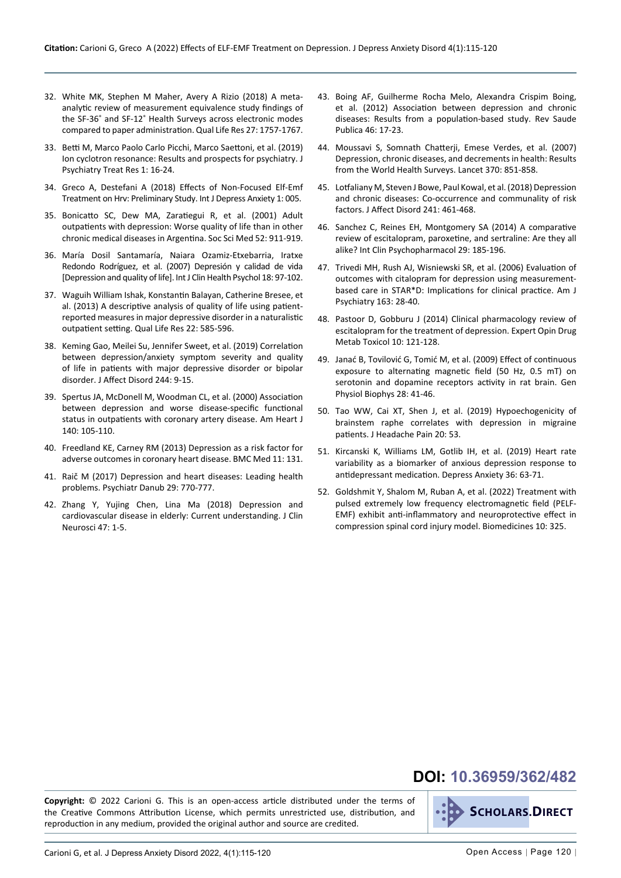32. White MK, Stephen M Maher, Avery A Rizio (2018) A meta-analytic review of measurement equivalence study findings of the SF-36® and SF-12® Health Surveys across electronic modes compared to paper administration. Qual Life Res 27: 1757-1767.
33. Betti M, Marco Paolo Carlo Picchi, Marco Saettoni, et al. (2019) Ion cyclotron resonance: Results and prospects for psychiatry. J Psychiatry Treat Res 1: 16-24.
34. Greco A, Destefani A (2018) Effects of Non-Focused Elf-Emf Treatment on Hrv: Preliminary Study. Int J Depress Anxiety 1: 005.
35. Bonicatto SC, Dew MA, Zaratiegui R, et al. (2001) Adult outpatients with depression: Worse quality of life than in other chronic medical diseases in Argentina. Soc Sci Med 52: 911-919.
36. María Dosil Santamaría, Naiara Ozamiz-Etxebarria, Iratxe Redondo Rodríguez, et al. (2007) Depresión y calidad de vida [Depression and quality of life]. Int J Clin Health Psychol 18: 97-102.
37. Waguih William Ishak, Konstantin Balayan, Catherine Bresee, et al. (2013) A descriptive analysis of quality of life using patient-reported measures in major depressive disorder in a naturalistic outpatient setting. Qual Life Res 22: 585-596.
38. Keming Gao, Meilei Su, Jennifer Sweet, et al. (2019) Correlation between depression/anxiety symptom severity and quality of life in patients with major depressive disorder or bipolar disorder. J Affect Disord 244: 9-15.
39. Spertus JA, McDonell M, Woodman CL, et al. (2000) Association between depression and worse disease-specific functional status in outpatients with coronary artery disease. Am Heart J 140: 105-110.
40. Freedland KE, Carney RM (2013) Depression as a risk factor for adverse outcomes in coronary heart disease. BMC Med 11: 131.
41. Raič M (2017) Depression and heart diseases: Leading health problems. Psychiatr Danub 29: 770-777.
42. Zhang Y, Yujing Chen, Lina Ma (2018) Depression and cardiovascular disease in elderly: Current understanding. J Clin Neurosci 47: 1-5.
43. Boing AF, Guilherme Rocha Melo, Alexandra Crispim Boing, et al. (2012) Association between depression and chronic diseases: Results from a population-based study. Rev Saude Publica 46: 17-23.
44. Moussavi S, Somnath Chatterji, Emese Verdes, et al. (2007) Depression, chronic diseases, and decrements in health: Results from the World Health Surveys. Lancet 370: 851-858.
45. Lotfaliany M, Steven J Bowe, Paul Kowal, et al. (2018) Depression and chronic diseases: Co-occurrence and communality of risk factors. J Affect Disord 241: 461-468.
46. Sanchez C, Reines EH, Montgomery SA (2014) A comparative review of escitalopram, paroxetine, and sertraline: Are they all alike? Int Clin Psychopharmacol 29: 185-196.
47. Trivedi MH, Rush AJ, Wisniewski SR, et al. (2006) Evaluation of outcomes with citalopram for depression using measurement-based care in STAR*D: Implications for clinical practice. Am J Psychiatry 163: 28-40.
48. Pastoor D, Gobburu J (2014) Clinical pharmacology review of escitalopram for the treatment of depression. Expert Opin Drug Metab Toxicol 10: 121-128.
49. Janać B, Tovilović G, Tomić M, et al. (2009) Effect of continuous exposure to alternating magnetic field (50 Hz, 0.5 mT) on serotonin and dopamine receptors activity in rat brain. Gen Physiol Biophys 28: 41-46.
50. Tao WW, Cai XT, Shen J, et al. (2019) Hypoechogenicity of brainstem raphe correlates with depression in migraine patients. J Headache Pain 20: 53.
51. Kircanski K, Williams LM, Gotlib IH, et al. (2019) Heart rate variability as a biomarker of anxious depression response to antidepressant medication. Depress Anxiety 36: 63-71.
52. Goldshmit Y, Shalom M, Ruban A, et al. (2022) Treatment with pulsed extremely low frequency electromagnetic field (PELF-EMF) exhibit anti-inflammatory and neuroprotective effect in compression spinal cord injury model. Biomedicines 10: 325.

**DOI: 10.36959/362/482**

**Copyright:** © 2022 Carioni G. This is an open-access article distributed under the terms of the Creative Commons Attribution License, which permits unrestricted use, distribution, and reproduction in any medium, provided the original author and source are credited.